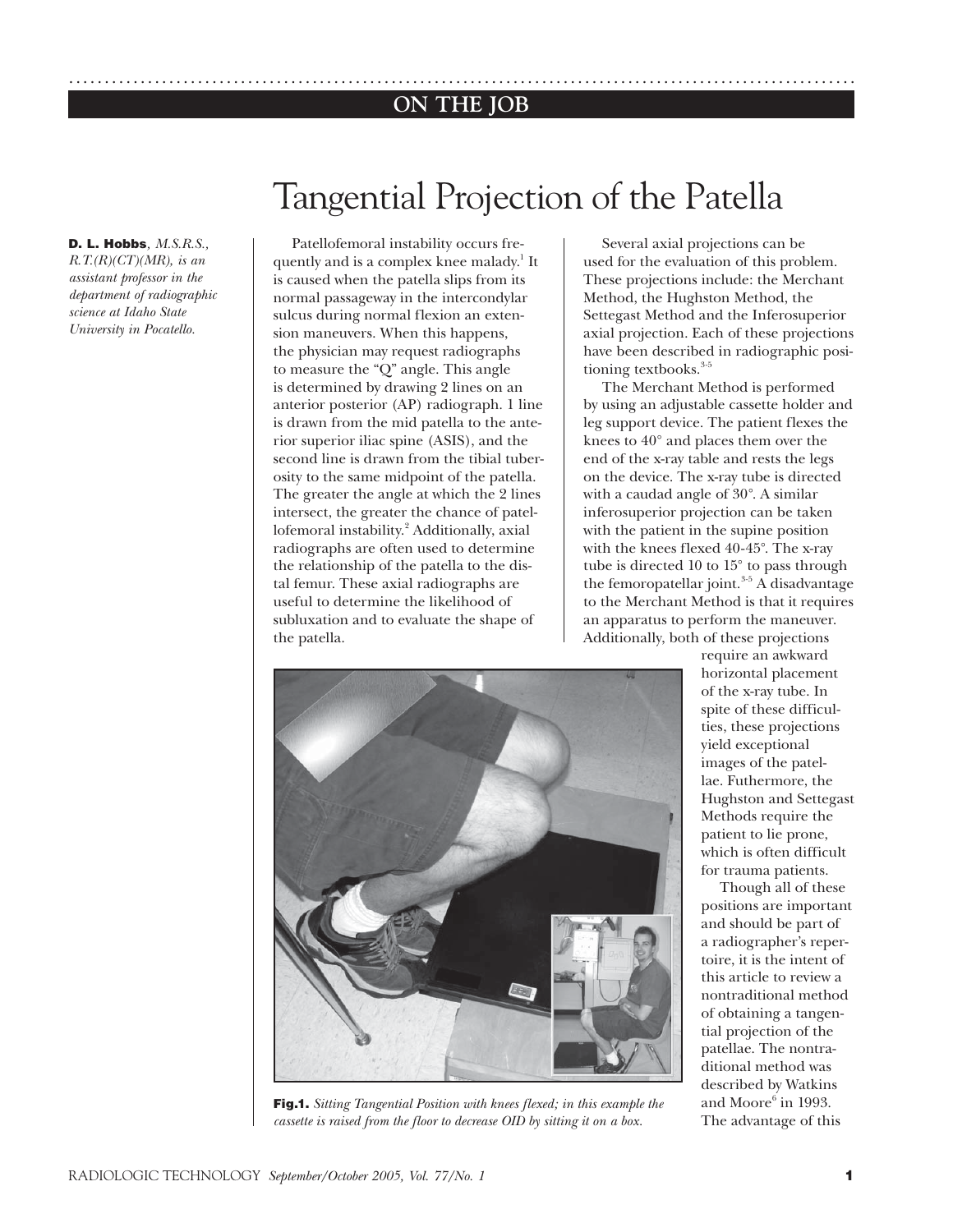ON THE JOB

# Tangential Projection of the Patella

**D. L. Hobbs**, *M.S.R.S., R.T.(R)(CT)(MR), is an assistant professor in the department of radiographic science at Idaho State University in Pocatello.*

Patellofemoral instability occurs frequently and is a complex knee malady.[1] It is caused when the patella slips from its normal passageway in the intercondylar sulcus during normal flexion an extension maneuvers. When this happens, the physician may request radiographs to measure the "Q" angle. This angle is determined by drawing 2 lines on an anterior posterior (AP) radiograph. 1 line is drawn from the mid patella to the anterior superior iliac spine (ASIS), and the second line is drawn from the tibial tuberosity to the same midpoint of the patella. The greater the angle at which the 2 lines intersect, the greater the chance of patellofemoral instability.[2] Additionally, axial radiographs are often used to determine the relationship of the patella to the distal femur. These axial radiographs are useful to determine the likelihood of subluxation and to evaluate the shape of the patella.

Several axial projections can be used for the evaluation of this problem. These projections include: the Merchant Method, the Hughston Method, the Settegast Method and the Inferosuperior axial projection. Each of these projections have been described in radiographic positioning textbooks.[3-5]

The Merchant Method is performed by using an adjustable cassette holder and leg support device. The patient flexes the knees to 40° and places them over the end of the x-ray table and rests the legs on the device. The x-ray tube is directed with a caudad angle of 30°. A similar inferosuperior projection can be taken with the patient in the supine position with the knees flexed 40-45°. The x-ray tube is directed 10 to 15° to pass through the femoropatellar joint.[3-5] A disadvantage to the Merchant Method is that it requires an apparatus to perform the maneuver. Additionally, both of these projections require an awkward horizontal placement of the x-ray tube. In spite of these difficulties, these projections yield exceptional images of the patellae. Futhermore, the Hughston and Settegast Methods require the patient to lie prone, which is often difficult for trauma patients.

Though all of these positions are important and should be part of a radiographer's repertoire, it is the intent of this article to review a nontraditional method of obtaining a tangential projection of the patellae. The nontraditional method was described by Watkins and Moore[6] in 1993. The advantage of this

**Fig.1.** *Sitting Tangential Position with knees flexed; in this example the cassette is raised from the floor to decrease OID by sitting it on a box.*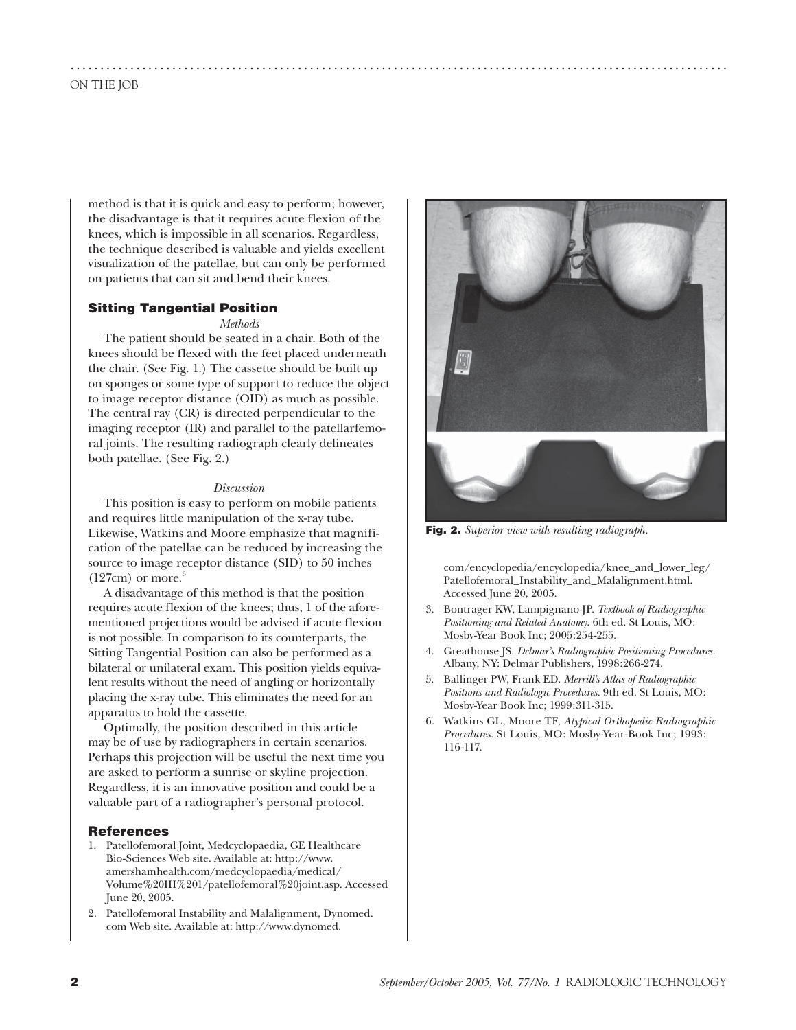method is that it is quick and easy to perform; however, the disadvantage is that it requires acute flexion of the knees, which is impossible in all scenarios. Regardless, the technique described is valuable and yields excellent visualization of the patellae, but can only be performed on patients that can sit and bend their knees.

### Sitting Tangential Position

*Methods*

The patient should be seated in a chair. Both of the knees should be flexed with the feet placed underneath the chair. (See Fig. 1.) The cassette should be built up on sponges or some type of support to reduce the object to image receptor distance (OID) as much as possible. The central ray (CR) is directed perpendicular to the imaging receptor (IR) and parallel to the patellarfemoral joints. The resulting radiograph clearly delineates both patellae. (See Fig. 2.)

*Discussion*

This position is easy to perform on mobile patients and requires little manipulation of the x-ray tube. Likewise, Watkins and Moore emphasize that magnification of the patellae can be reduced by increasing the source to image receptor distance (SID) to 50 inches (127cm) or more.[6]

A disadvantage of this method is that the position requires acute flexion of the knees; thus, 1 of the aforementioned projections would be advised if acute flexion is not possible. In comparison to its counterparts, the Sitting Tangential Position can also be performed as a bilateral or unilateral exam. This position yields equivalent results without the need of angling or horizontally placing the x-ray tube. This eliminates the need for an apparatus to hold the cassette.

Optimally, the position described in this article may be of use by radiographers in certain scenarios. Perhaps this projection will be useful the next time you are asked to perform a sunrise or skyline projection. Regardless, it is an innovative position and could be a valuable part of a radiographer's personal protocol.

**Fig. 2.** *Superior view with resulting radiograph.*

### References

1. Patellofemoral Joint, Medcyclopaedia, GE Healthcare Bio-Sciences Web site. Available at: http://www.amershamhealth.com/medcyclopaedia/medical/Volume%20III%201/patellofemoral%20joint.asp. Accessed June 20, 2005.
2. Patellofemoral Instability and Malalignment, Dynomed.com Web site. Available at: http://www.dynomed.com/encyclopedia/encyclopedia/knee_and_lower_leg/Patellofemoral_Instability_and_Malalignment.html. Accessed June 20, 2005.
3. Bontrager KW, Lampignano JP. *Textbook of Radiographic Positioning and Related Anatomy.* 6th ed. St Louis, MO: Mosby-Year Book Inc; 2005:254-255.
4. Greathouse JS. *Delmar's Radiographic Positioning Procedures.* Albany, NY: Delmar Publishers, 1998:266-274.
5. Ballinger PW, Frank ED. *Merrill's Atlas of Radiographic Positions and Radiologic Procedures.* 9th ed. St Louis, MO: Mosby-Year Book Inc; 1999:311-315.
6. Watkins GL, Moore TF, *Atypical Orthopedic Radiographic Procedures.* St Louis, MO: Mosby-Year-Book Inc; 1993: 116-117.